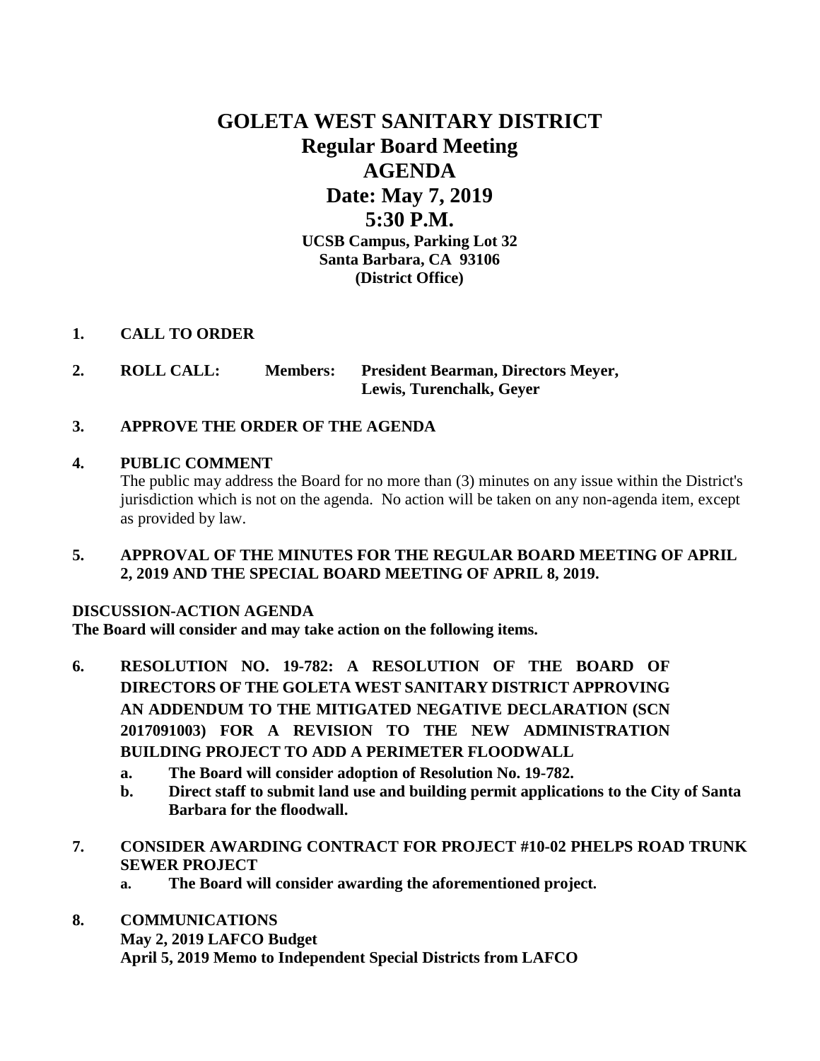# GOLETA WEST SANITARY DISTRICT

## Regular Board Meeting

## AGENDA

## Date: May 7, 2019

## 5:30 P.M.

**UCSB Campus, Parking Lot 32**
**Santa Barbara, CA 93106**
**(District Office)**

1. **CALL TO ORDER**

2. **ROLL CALL: Members: President Bearman, Directors Meyer, Lewis, Turenchalk, Geyer**

3. **APPROVE THE ORDER OF THE AGENDA**

4. **PUBLIC COMMENT**
   The public may address the Board for no more than (3) minutes on any issue within the District's jurisdiction which is not on the agenda. No action will be taken on any non-agenda item, except as provided by law.

5. **APPROVAL OF THE MINUTES FOR THE REGULAR BOARD MEETING OF APRIL 2, 2019 AND THE SPECIAL BOARD MEETING OF APRIL 8, 2019.**

**DISCUSSION-ACTION AGENDA**
**The Board will consider and may take action on the following items.**

6. **RESOLUTION NO. 19-782: A RESOLUTION OF THE BOARD OF DIRECTORS OF THE GOLETA WEST SANITARY DISTRICT APPROVING AN ADDENDUM TO THE MITIGATED NEGATIVE DECLARATION (SCN 2017091003) FOR A REVISION TO THE NEW ADMINISTRATION BUILDING PROJECT TO ADD A PERIMETER FLOODWALL**
   a. **The Board will consider adoption of Resolution No. 19-782.**
   b. **Direct staff to submit land use and building permit applications to the City of Santa Barbara for the floodwall.**

7. **CONSIDER AWARDING CONTRACT FOR PROJECT #10-02 PHELPS ROAD TRUNK SEWER PROJECT**
   a. **The Board will consider awarding the aforementioned project.**

8. **COMMUNICATIONS**
   **May 2, 2019 LAFCO Budget**
   **April 5, 2019 Memo to Independent Special Districts from LAFCO**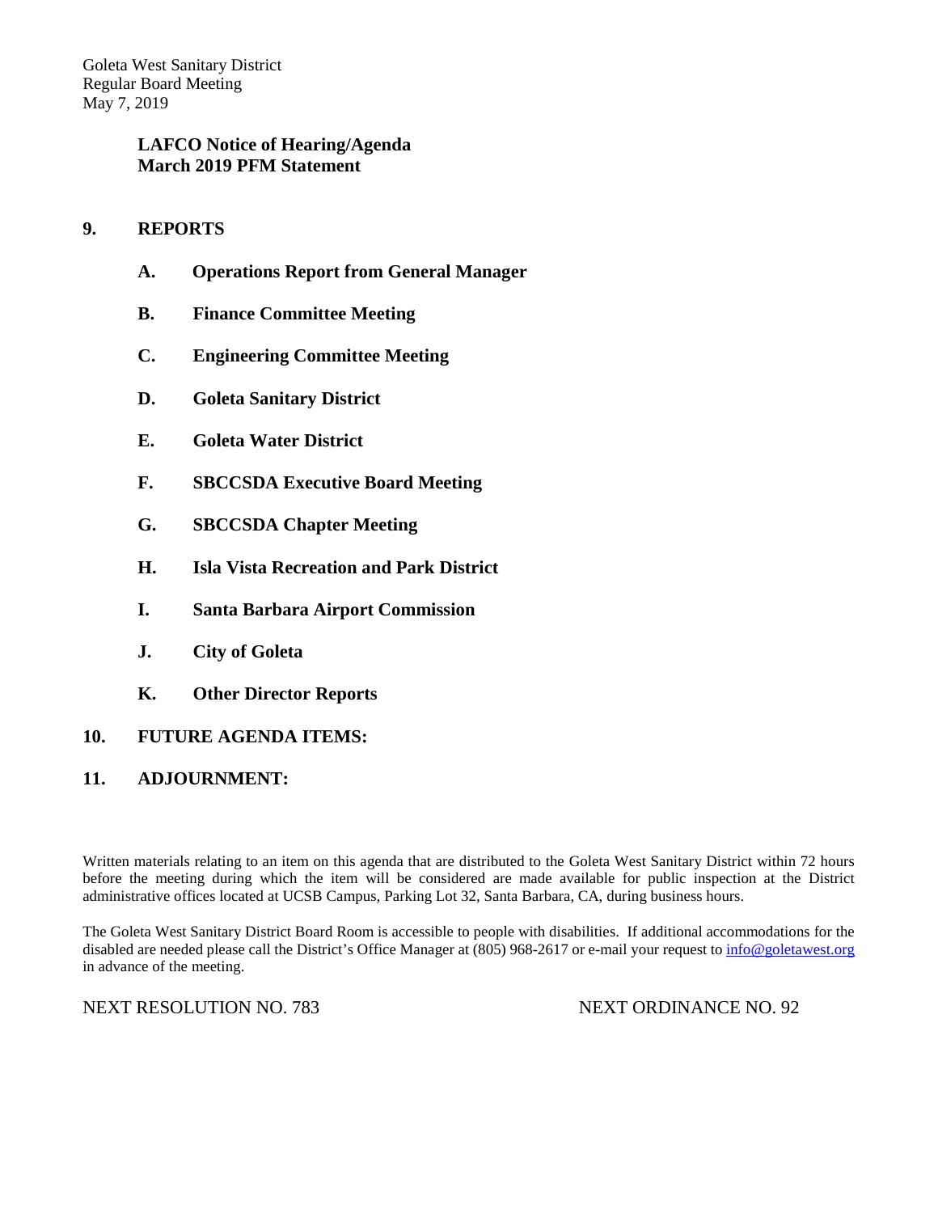Goleta West Sanitary District
Regular Board Meeting
May 7, 2019

**LAFCO Notice of Hearing/Agenda**
**March 2019 PFM Statement**

## 9. REPORTS

- **A. Operations Report from General Manager**
- **B. Finance Committee Meeting**
- **C. Engineering Committee Meeting**
- **D. Goleta Sanitary District**
- **E. Goleta Water District**
- **F. SBCCSDA Executive Board Meeting**
- **G. SBCCSDA Chapter Meeting**
- **H. Isla Vista Recreation and Park District**
- **I. Santa Barbara Airport Commission**
- **J. City of Goleta**
- **K. Other Director Reports**

## 10. FUTURE AGENDA ITEMS:

## 11. ADJOURNMENT:

Written materials relating to an item on this agenda that are distributed to the Goleta West Sanitary District within 72 hours before the meeting during which the item will be considered are made available for public inspection at the District administrative offices located at UCSB Campus, Parking Lot 32, Santa Barbara, CA, during business hours.

The Goleta West Sanitary District Board Room is accessible to people with disabilities. If additional accommodations for the disabled are needed please call the District's Office Manager at (805) 968-2617 or e-mail your request to info@goletawest.org in advance of the meeting.

NEXT RESOLUTION NO. 783 NEXT ORDINANCE NO. 92